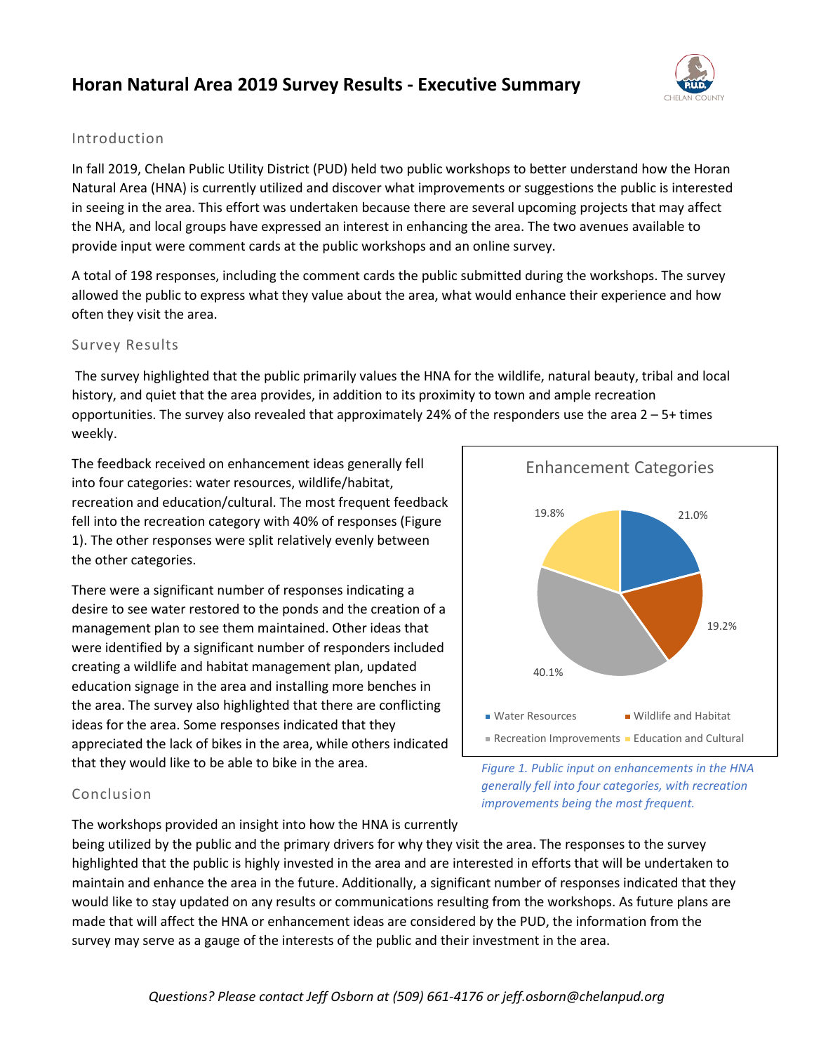# Horan Natural Area 2019 Survey Results - Executive Summary

## Introduction

In fall 2019, Chelan Public Utility District (PUD) held two public workshops to better understand how the Horan Natural Area (HNA) is currently utilized and discover what improvements or suggestions the public is interested in seeing in the area. This effort was undertaken because there are several upcoming projects that may affect the NHA, and local groups have expressed an interest in enhancing the area. The two avenues available to provide input were comment cards at the public workshops and an online survey.

A total of 198 responses, including the comment cards the public submitted during the workshops. The survey allowed the public to express what they value about the area, what would enhance their experience and how often they visit the area.

## Survey Results

The survey highlighted that the public primarily values the HNA for the wildlife, natural beauty, tribal and local history, and quiet that the area provides, in addition to its proximity to town and ample recreation opportunities. The survey also revealed that approximately 24% of the responders use the area 2 – 5+ times weekly.

The feedback received on enhancement ideas generally fell into four categories: water resources, wildlife/habitat, recreation and education/cultural. The most frequent feedback fell into the recreation category with 40% of responses (Figure 1). The other responses were split relatively evenly between the other categories.

There were a significant number of responses indicating a desire to see water restored to the ponds and the creation of a management plan to see them maintained. Other ideas that were identified by a significant number of responders included creating a wildlife and habitat management plan, updated education signage in the area and installing more benches in the area. The survey also highlighted that there are conflicting ideas for the area. Some responses indicated that they appreciated the lack of bikes in the area, while others indicated that they would like to be able to bike in the area.

**Enhancement Categories**

| Category | Percentage |
|---|---|
| Water Resources | 21.0% |
| Wildlife and Habitat | 19.2% |
| Recreation Improvements | 40.1% |
| Education and Cultural | 19.8% |

*Figure 1. Public input on enhancements in the HNA generally fell into four categories, with recreation improvements being the most frequent.*

## Conclusion

The workshops provided an insight into how the HNA is currently being utilized by the public and the primary drivers for why they visit the area. The responses to the survey highlighted that the public is highly invested in the area and are interested in efforts that will be undertaken to maintain and enhance the area in the future. Additionally, a significant number of responses indicated that they would like to stay updated on any results or communications resulting from the workshops. As future plans are made that will affect the HNA or enhancement ideas are considered by the PUD, the information from the survey may serve as a gauge of the interests of the public and their investment in the area.

*Questions? Please contact Jeff Osborn at (509) 661-4176 or jeff.osborn@chelanpud.org*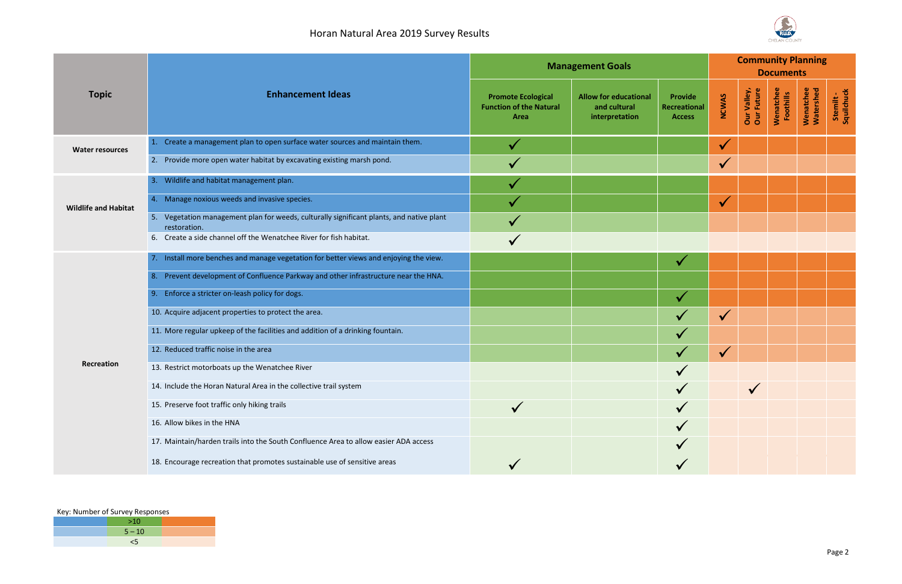# Horan Natural Area 2019 Survey Results

| Topic | Enhancement Ideas | Management Goals | | | Community Planning Documents | | | | |
|---|---|---|---|---|---|---|---|---|---|
| | | Promote Ecological Function of the Natural Area | Allow for educational and cultural interpretation | Provide Recreational Access | NCWAS | Our Valley, Our Future | Wenatchee Foothills | Wenatchee Watershed | Stemilt - Squilchuck |
| Water resources | 1. Create a management plan to open surface water sources and maintain them. | ✓ | | | ✓ | | | | |
| | 2. Provide more open water habitat by excavating existing marsh pond. | ✓ | | | ✓ | | | | |
| Wildlife and Habitat | 3. Wildlife and habitat management plan. | ✓ | | | | | | | |
| | 4. Manage noxious weeds and invasive species. | ✓ | | | ✓ | | | | |
| | 5. Vegetation management plan for weeds, culturally significant plants, and native plant restoration. | ✓ | | | | | | | |
| | 6. Create a side channel off the Wenatchee River for fish habitat. | ✓ | | | | | | | |
| Recreation | 7. Install more benches and manage vegetation for better views and enjoying the view. | | | ✓ | | | | | |
| | 8. Prevent development of Confluence Parkway and other infrastructure near the HNA. | | | | | | | | |
| | 9. Enforce a stricter on-leash policy for dogs. | | | ✓ | | | | | |
| | 10. Acquire adjacent properties to protect the area. | | | ✓ | ✓ | | | | |
| | 11. More regular upkeep of the facilities and addition of a drinking fountain. | | | ✓ | | | | | |
| | 12. Reduced traffic noise in the area | | | ✓ | ✓ | | | | |
| | 13. Restrict motorboats up the Wenatchee River | | | ✓ | | | | | |
| | 14. Include the Horan Natural Area in the collective trail system | | | ✓ | | ✓ | | | |
| | 15. Preserve foot traffic only hiking trails | ✓ | | ✓ | | | | | |
| | 16. Allow bikes in the HNA | | | ✓ | | | | | |
| | 17. Maintain/harden trails into the South Confluence Area to allow easier ADA access | | | ✓ | | | | | |
| | 18. Encourage recreation that promotes sustainable use of sensitive areas | ✓ | | ✓ | | | | | |

Key: Number of Survey Responses

| Key |
|---|
| >10 |
| 5 – 10 |
| <5 |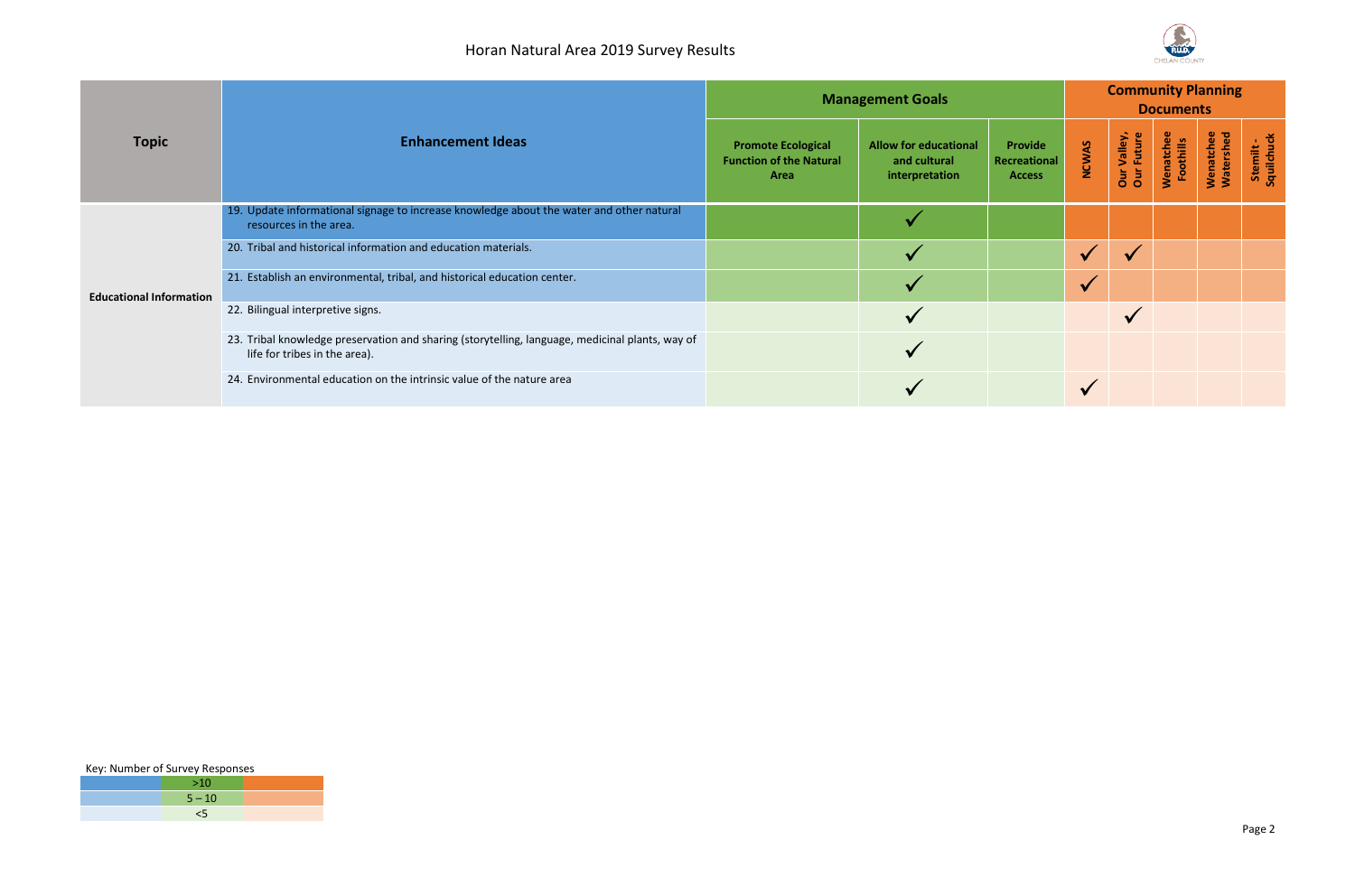# Horan Natural Area 2019 Survey Results

| Topic | Enhancement Ideas | Management Goals | | | Community Planning Documents | | | | |
|---|---|---|---|---|---|---|---|---|---|
| | | Promote Ecological Function of the Natural Area | Allow for educational and cultural interpretation | Provide Recreational Access | NCWAS | Our Valley, Our Future | Wenatchee Foothills | Wenatchee Watershed | Stemilt - Squilchuck |
| Educational Information | 19. Update informational signage to increase knowledge about the water and other natural resources in the area. | | ✓ | | | | | | |
| | 20. Tribal and historical information and education materials. | | ✓ | | ✓ | ✓ | | | |
| | 21. Establish an environmental, tribal, and historical education center. | | ✓ | | ✓ | | | | |
| | 22. Bilingual interpretive signs. | | ✓ | | | ✓ | | | |
| | 23. Tribal knowledge preservation and sharing (storytelling, language, medicinal plants, way of life for tribes in the area). | | ✓ | | | | | | |
| | 24. Environmental education on the intrinsic value of the nature area | | ✓ | | ✓ | | | | |

Key: Number of Survey Responses

| | | |
|---|---|---|
| | >10 | |
| | 5 – 10 | |
| | <5 | |